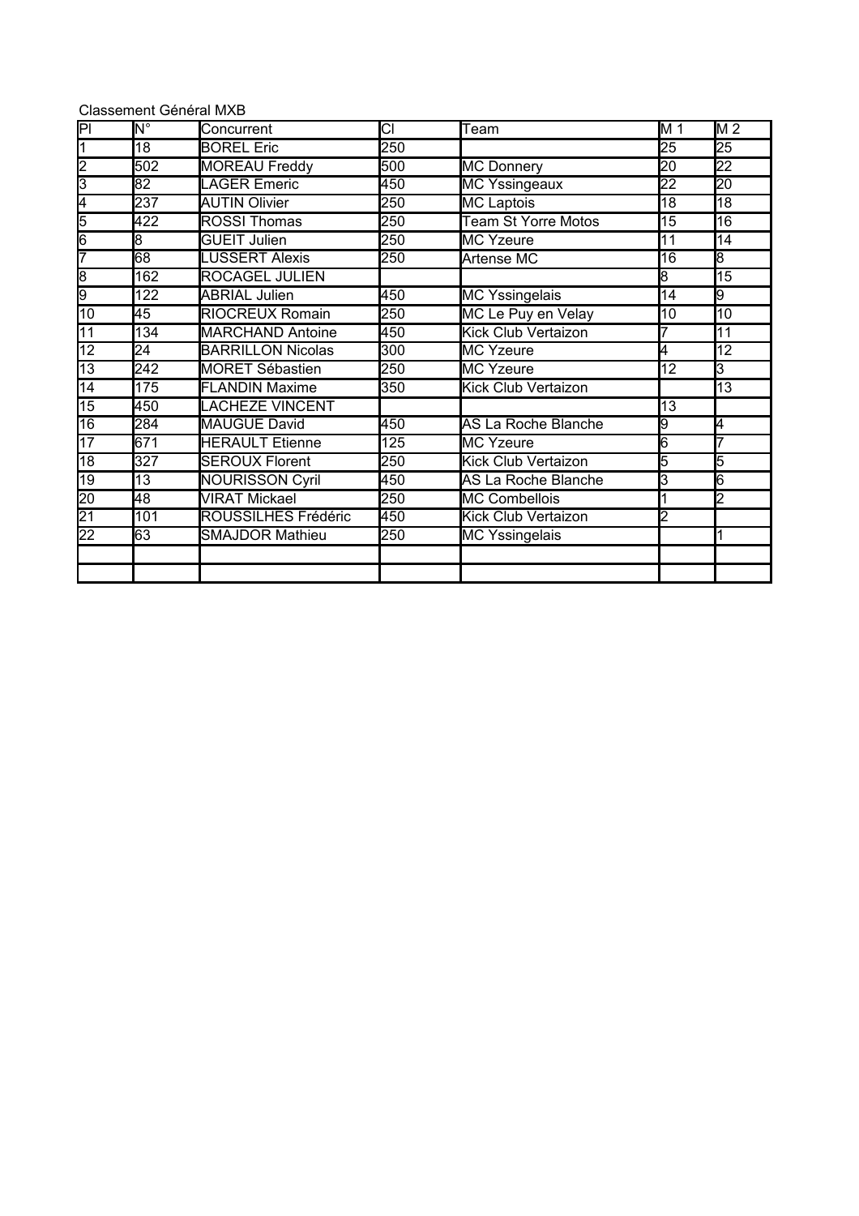Classement Général MXB

| Pl | N° | Concurrent | Cl | Team | M 1 | M 2 |
|---|---|---|---|---|---|---|
| 1 | 18 | BOREL Eric | 250 | | 25 | 25 |
| 2 | 502 | MOREAU Freddy | 500 | MC Donnery | 20 | 22 |
| 3 | 82 | LAGER Emeric | 450 | MC Yssingeaux | 22 | 20 |
| 4 | 237 | AUTIN Olivier | 250 | MC Laptois | 18 | 18 |
| 5 | 422 | ROSSI Thomas | 250 | Team St Yorre Motos | 15 | 16 |
| 6 | 8 | GUEIT Julien | 250 | MC Yzeure | 11 | 14 |
| 7 | 68 | LUSSERT Alexis | 250 | Artense MC | 16 | 8 |
| 8 | 162 | ROCAGEL JULIEN | | | 8 | 15 |
| 9 | 122 | ABRIAL Julien | 450 | MC Yssingelais | 14 | 9 |
| 10 | 45 | RIOCREUX Romain | 250 | MC Le Puy en Velay | 10 | 10 |
| 11 | 134 | MARCHAND Antoine | 450 | Kick Club Vertaizon | 7 | 11 |
| 12 | 24 | BARRILLON Nicolas | 300 | MC Yzeure | 4 | 12 |
| 13 | 242 | MORET Sébastien | 250 | MC Yzeure | 12 | 3 |
| 14 | 175 | FLANDIN Maxime | 350 | Kick Club Vertaizon | | 13 |
| 15 | 450 | LACHEZE VINCENT | | | 13 | |
| 16 | 284 | MAUGUE David | 450 | AS La Roche Blanche | 9 | 4 |
| 17 | 671 | HERAULT Etienne | 125 | MC Yzeure | 6 | 7 |
| 18 | 327 | SEROUX Florent | 250 | Kick Club Vertaizon | 5 | 5 |
| 19 | 13 | NOURISSON Cyril | 450 | AS La Roche Blanche | 3 | 6 |
| 20 | 48 | VIRAT Mickael | 250 | MC Combellois | 1 | 2 |
| 21 | 101 | ROUSSILHES Frédéric | 450 | Kick Club Vertaizon | 2 | |
| 22 | 63 | SMAJDOR Mathieu | 250 | MC Yssingelais | | 1 |
| | | | | | | |
| | | | | | | |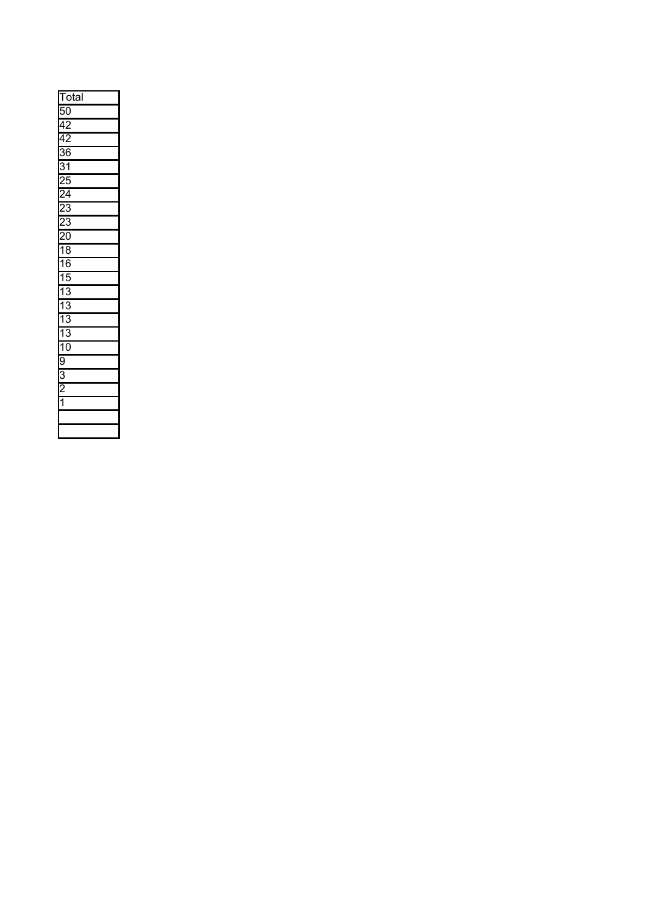| Total |
| --- |
| 50 |
| 42 |
| 42 |
| 36 |
| 31 |
| 25 |
| 24 |
| 23 |
| 23 |
| 20 |
| 18 |
| 16 |
| 15 |
| 13 |
| 13 |
| 13 |
| 13 |
| 10 |
| 9 |
| 3 |
| 2 |
| 1 |
| |
| |